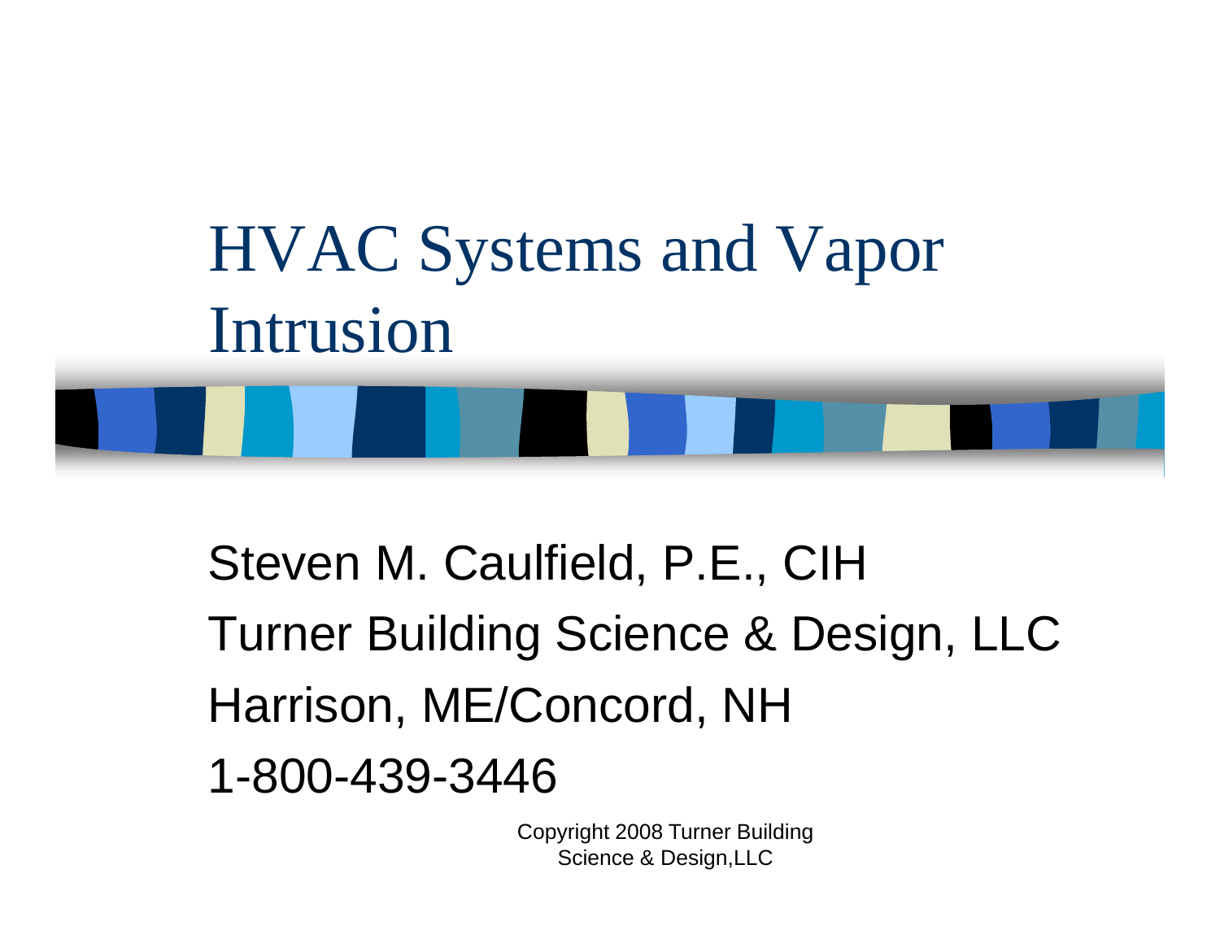# HVAC Systems and Vapor Intrusion

Steven M. Caulfield, P.E., CIH

Turner Building Science & Design, LLC

Harrison, ME/Concord, NH

1-800-439-3446

Copyright 2008 Turner Building Science & Design,LLC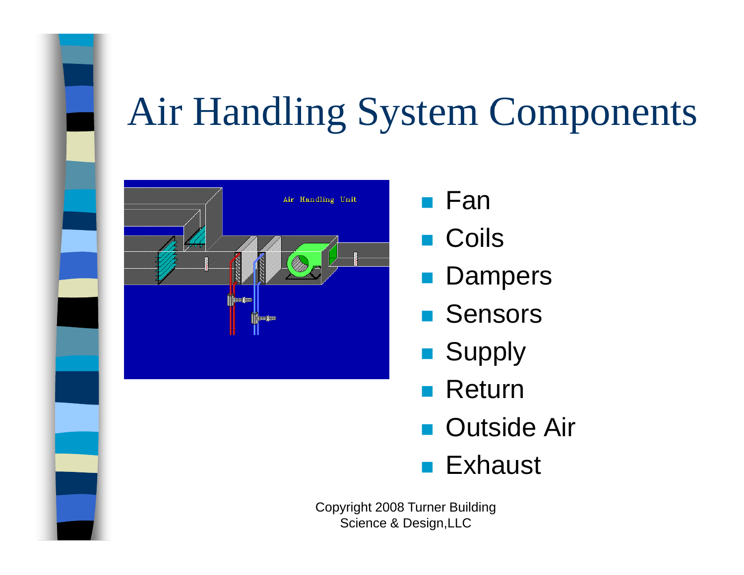# Air Handling System Components

- Fan
- Coils
- Dampers
- Sensors
- Supply
- Return
- Outside Air
- Exhaust

Copyright 2008 Turner Building Science & Design,LLC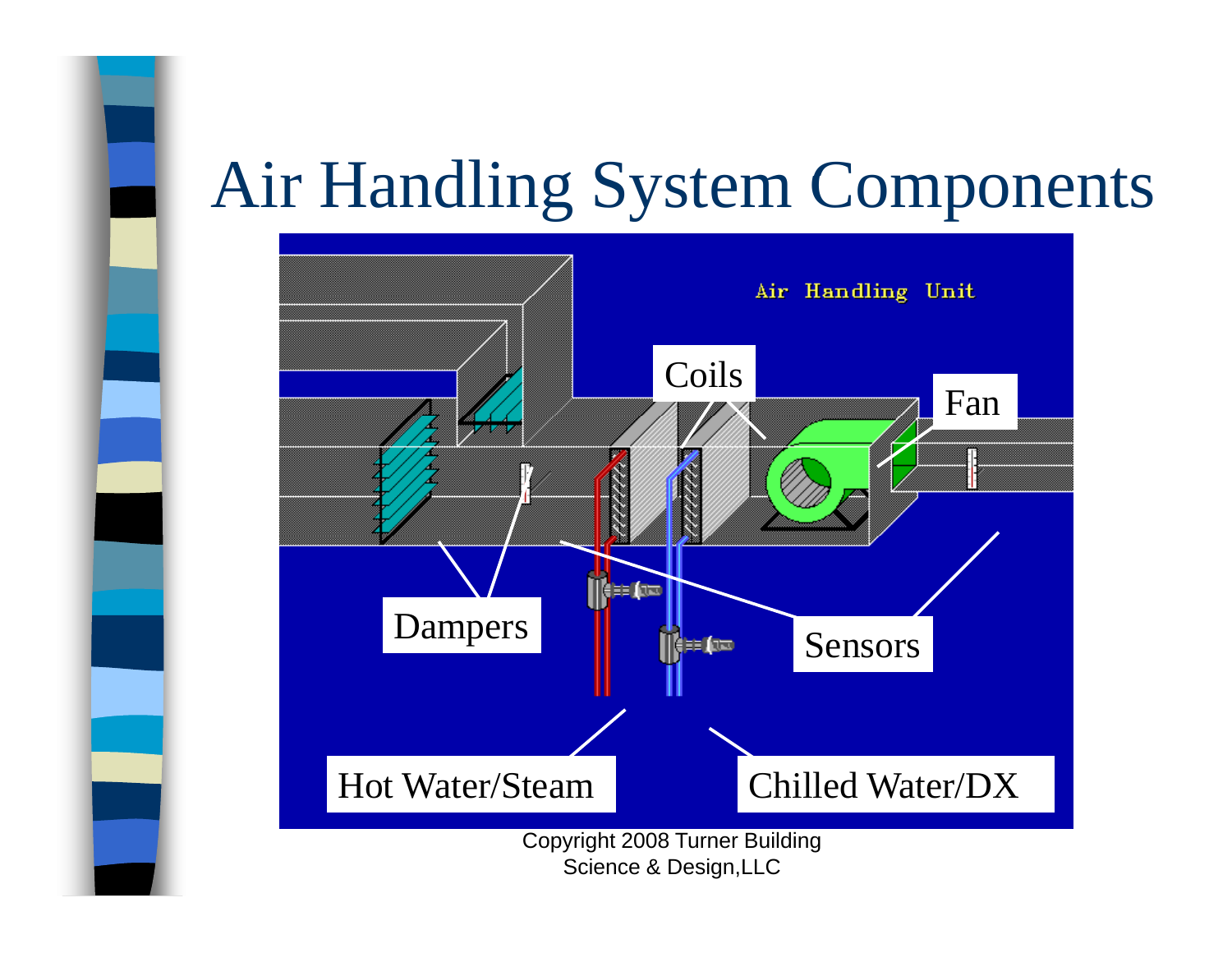# Air Handling System Components

Air Handling Unit

Coils

Fan

Dampers

Sensors

Hot Water/Steam

Chilled Water/DX

Copyright 2008 Turner Building Science & Design,LLC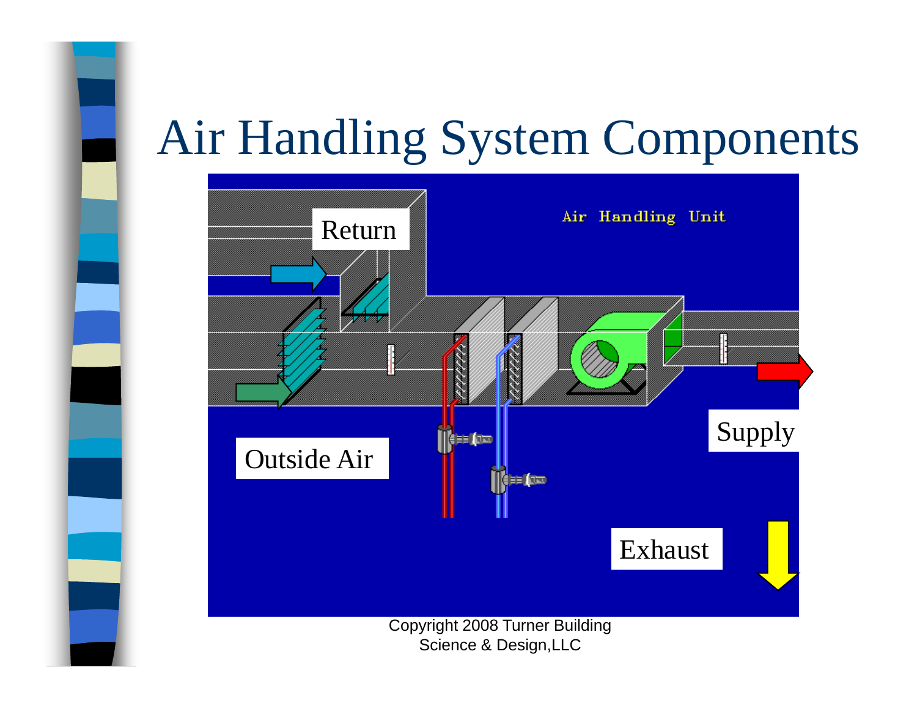# Air Handling System Components

Copyright 2008 Turner Building Science & Design,LLC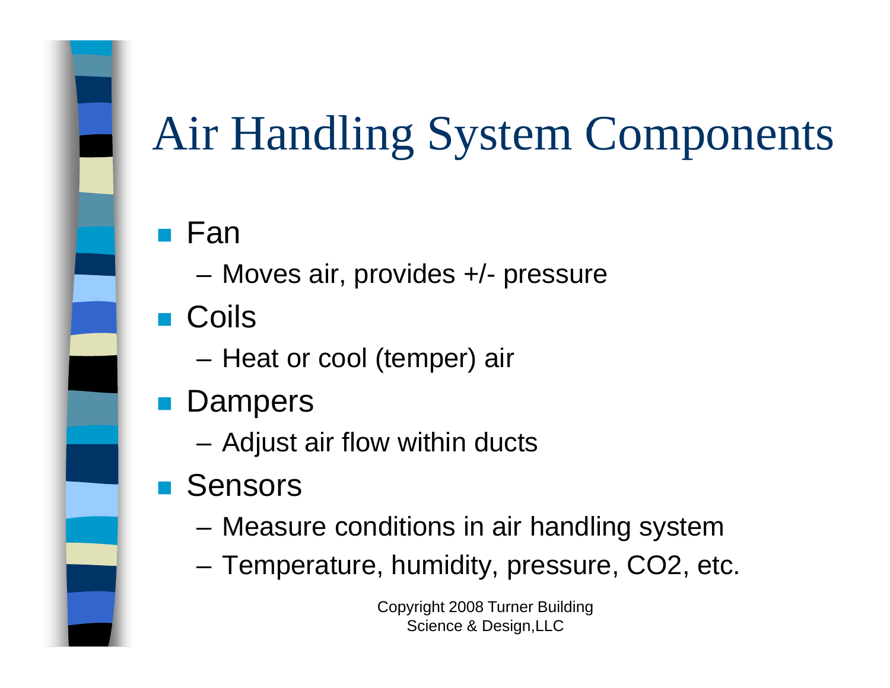# Air Handling System Components

- Fan
  - Moves air, provides +/- pressure
- Coils
  - Heat or cool (temper) air
- Dampers
  - Adjust air flow within ducts
- Sensors
  - Measure conditions in air handling system
  - Temperature, humidity, pressure, $CO_2$, etc.

Copyright 2008 Turner Building Science & Design,LLC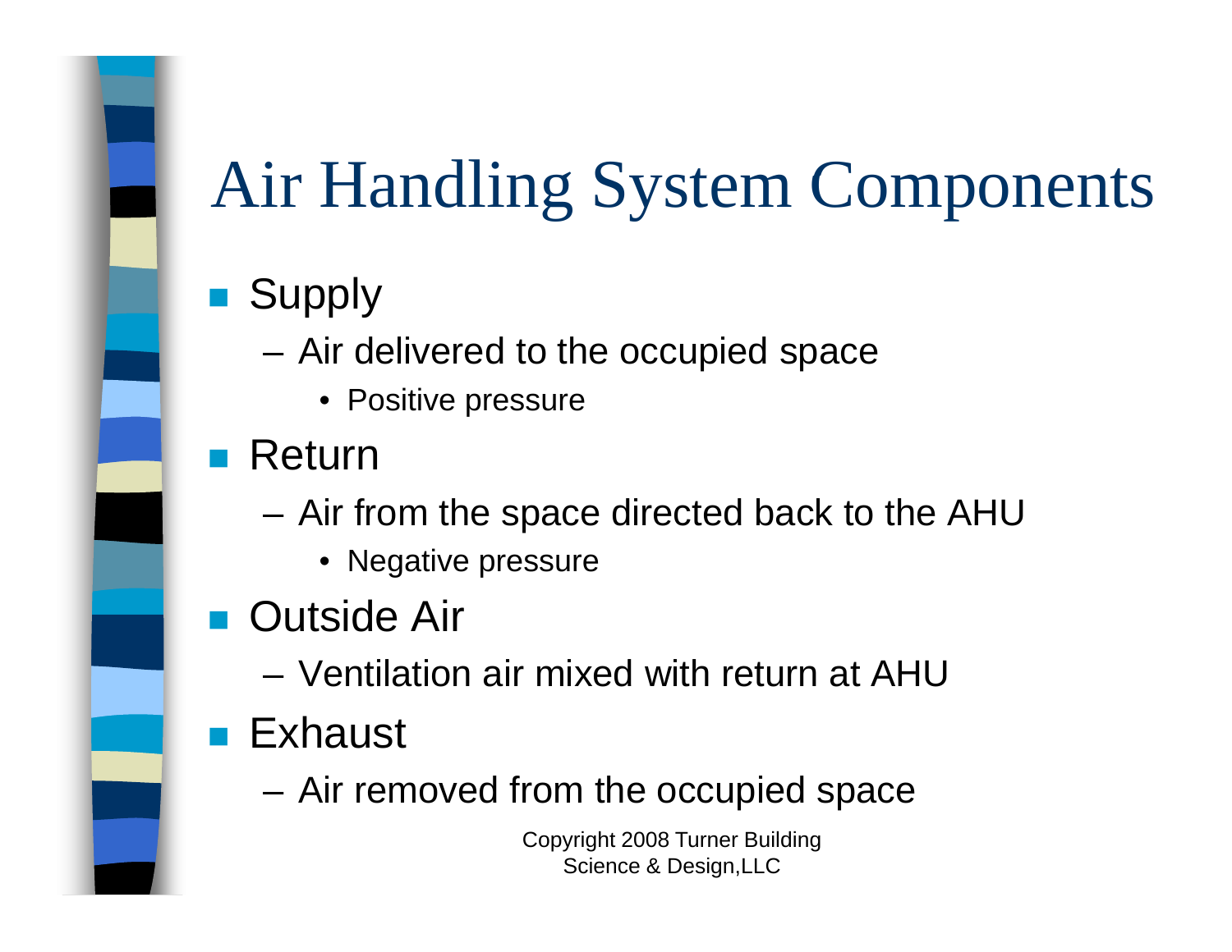# Air Handling System Components

- Supply
  - Air delivered to the occupied space
    - Positive pressure
- Return
  - Air from the space directed back to the AHU
    - Negative pressure
- Outside Air
  - Ventilation air mixed with return at AHU
- Exhaust
  - Air removed from the occupied space

Copyright 2008 Turner Building Science & Design,LLC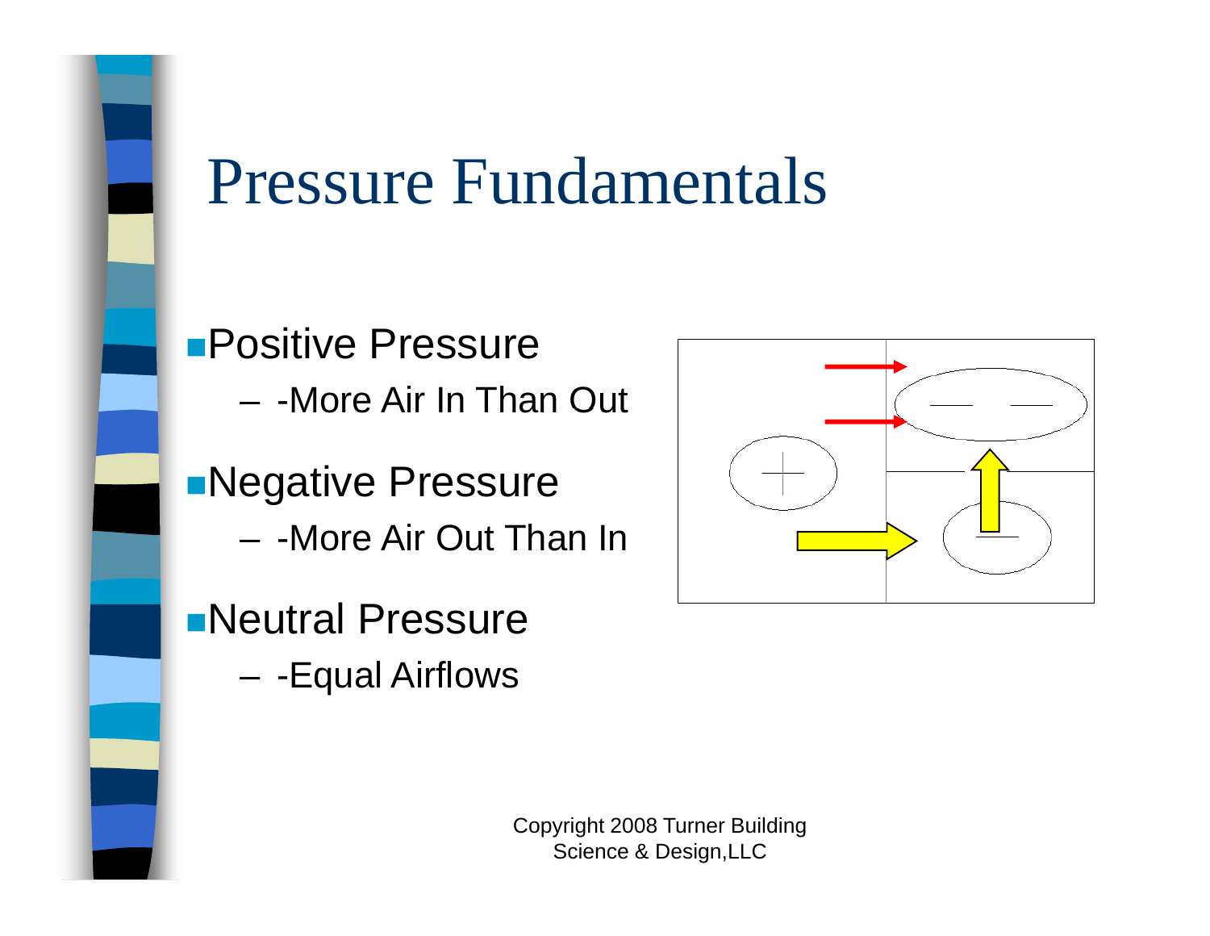# Pressure Fundamentals

- Positive Pressure
  - -More Air In Than Out
- Negative Pressure
  - -More Air Out Than In
- Neutral Pressure
  - -Equal Airflows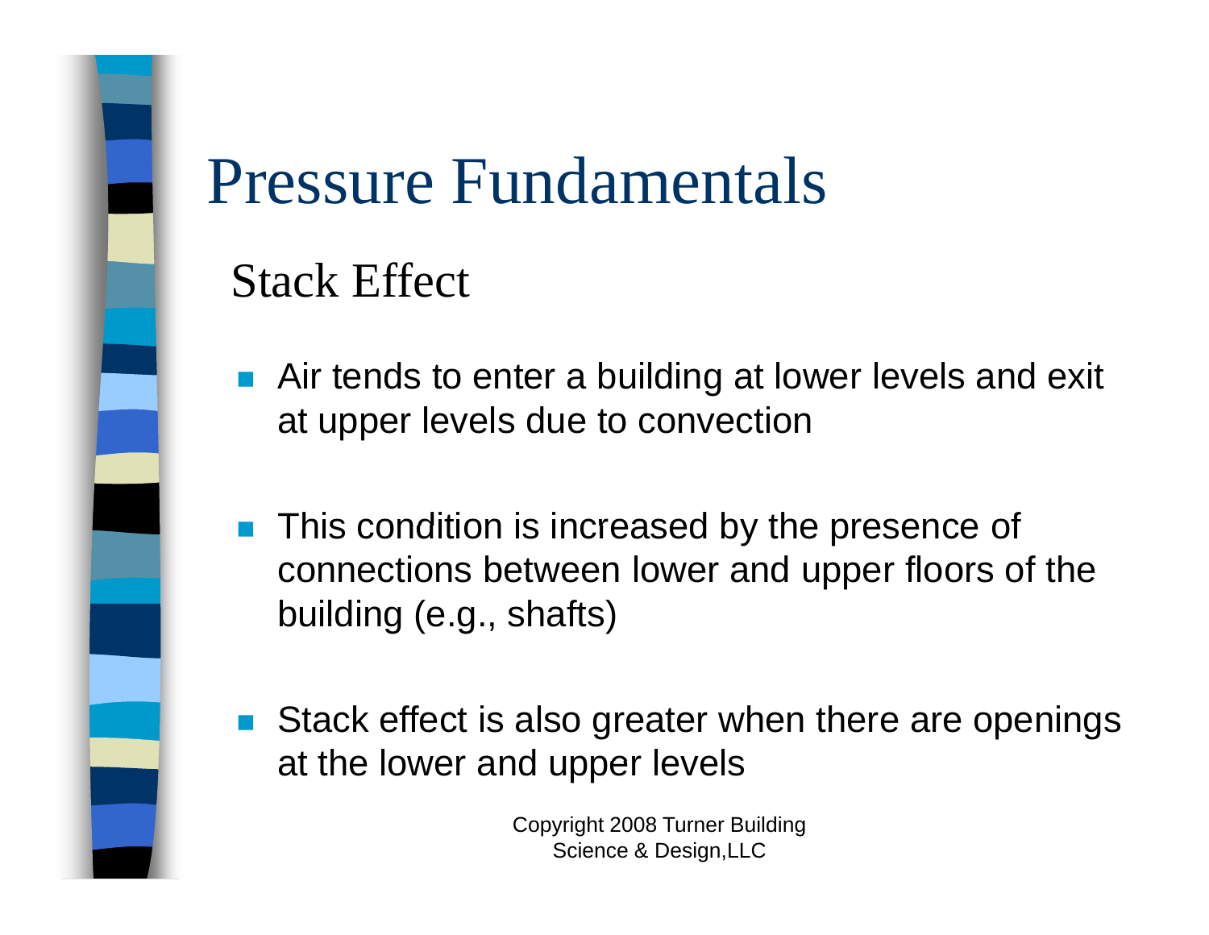# Pressure Fundamentals

## Stack Effect

- Air tends to enter a building at lower levels and exit at upper levels due to convection
- This condition is increased by the presence of connections between lower and upper floors of the building (e.g., shafts)
- Stack effect is also greater when there are openings at the lower and upper levels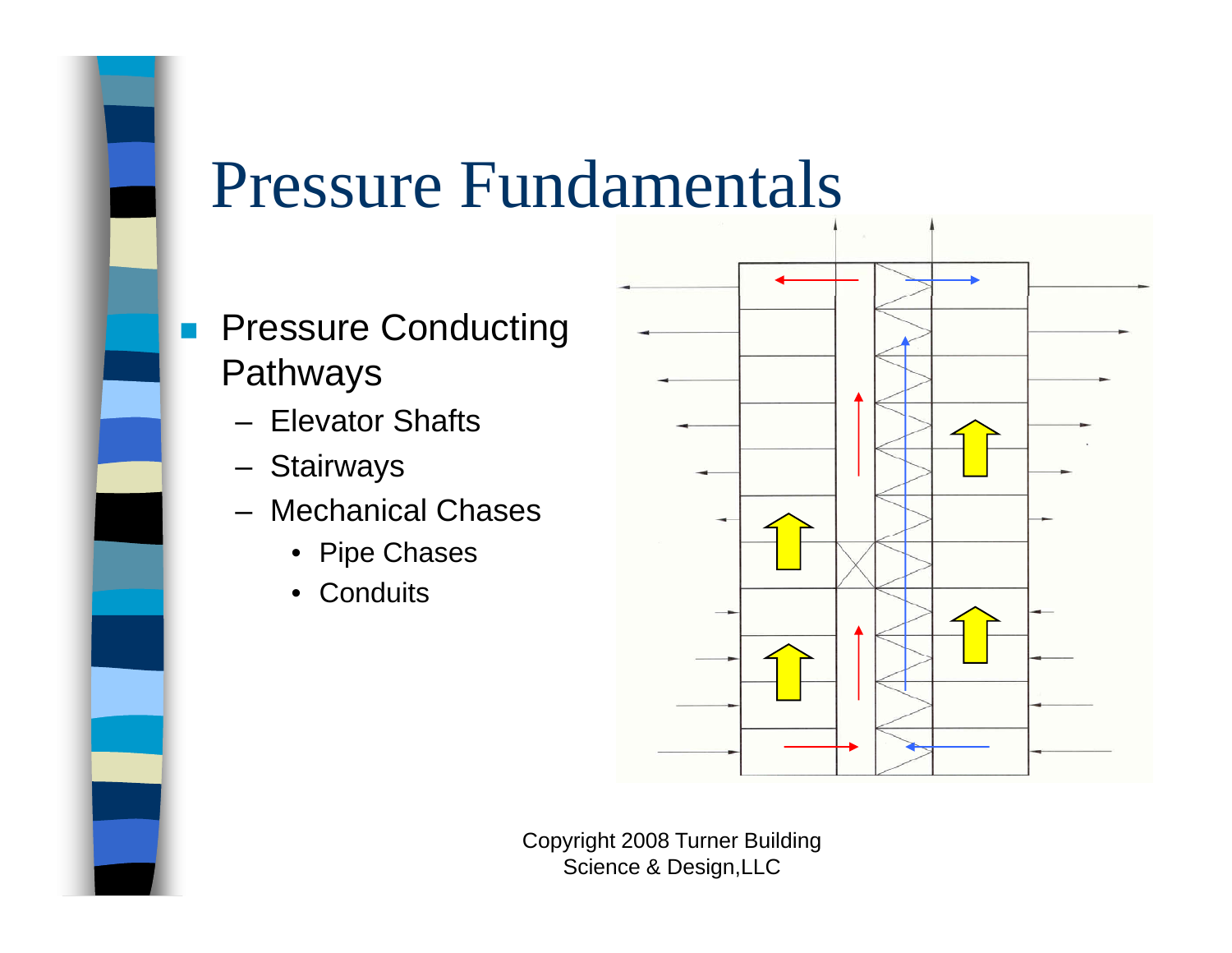# Pressure Fundamentals

- Pressure Conducting Pathways
  - Elevator Shafts
  - Stairways
  - Mechanical Chases
    - Pipe Chases
    - Conduits

Copyright 2008 Turner Building Science & Design,LLC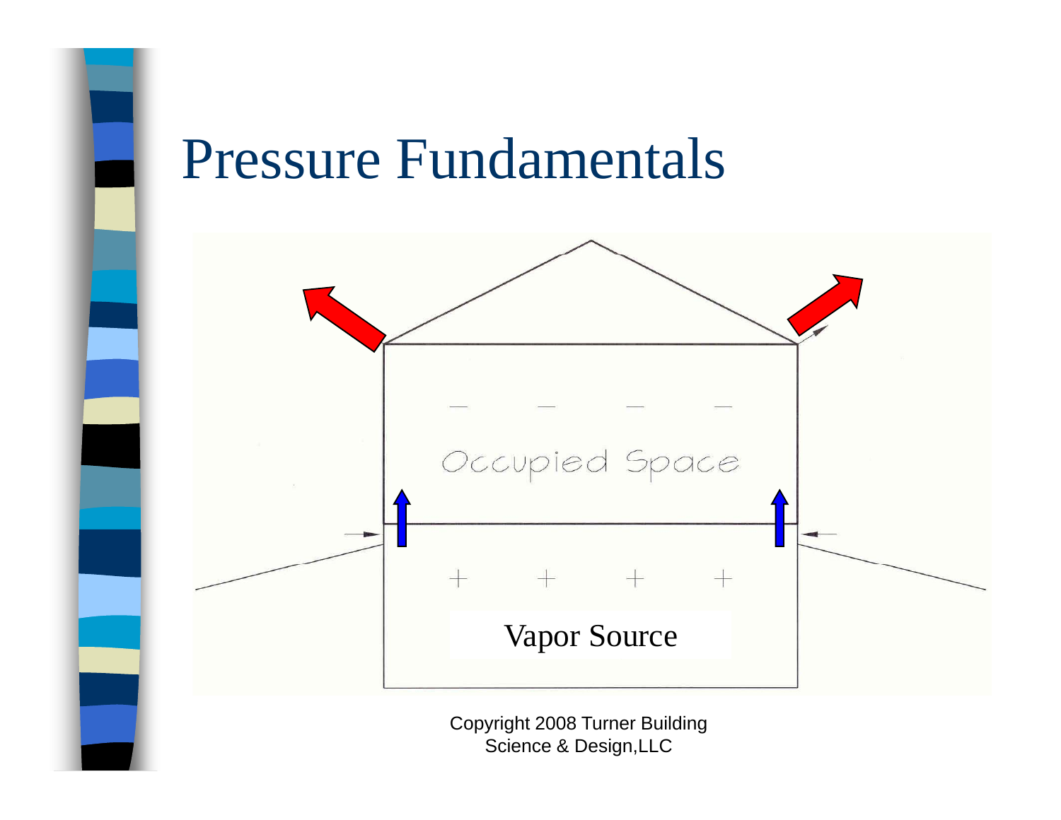# Pressure Fundamentals

Occupied Space

Vapor Source

Copyright 2008 Turner Building Science & Design,LLC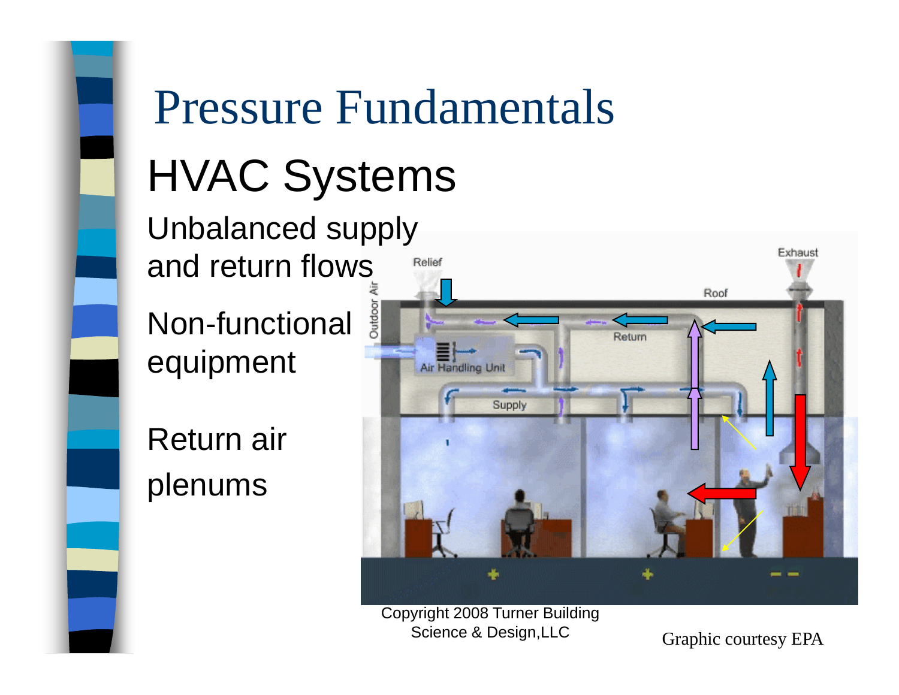# Pressure Fundamentals

## HVAC Systems

Unbalanced supply and return flows

Non-functional equipment

Return air plenums

Copyright 2008 Turner Building Science & Design,LLC

Graphic courtesy EPA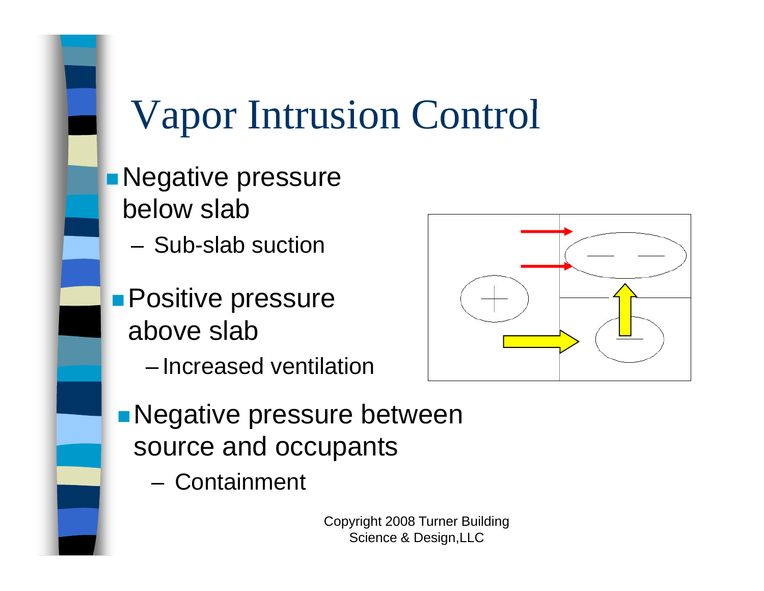# Vapor Intrusion Control

- Negative pressure below slab
  - Sub-slab suction
- Positive pressure above slab
  - Increased ventilation
- Negative pressure between source and occupants
  - Containment

Copyright 2008 Turner Building Science & Design,LLC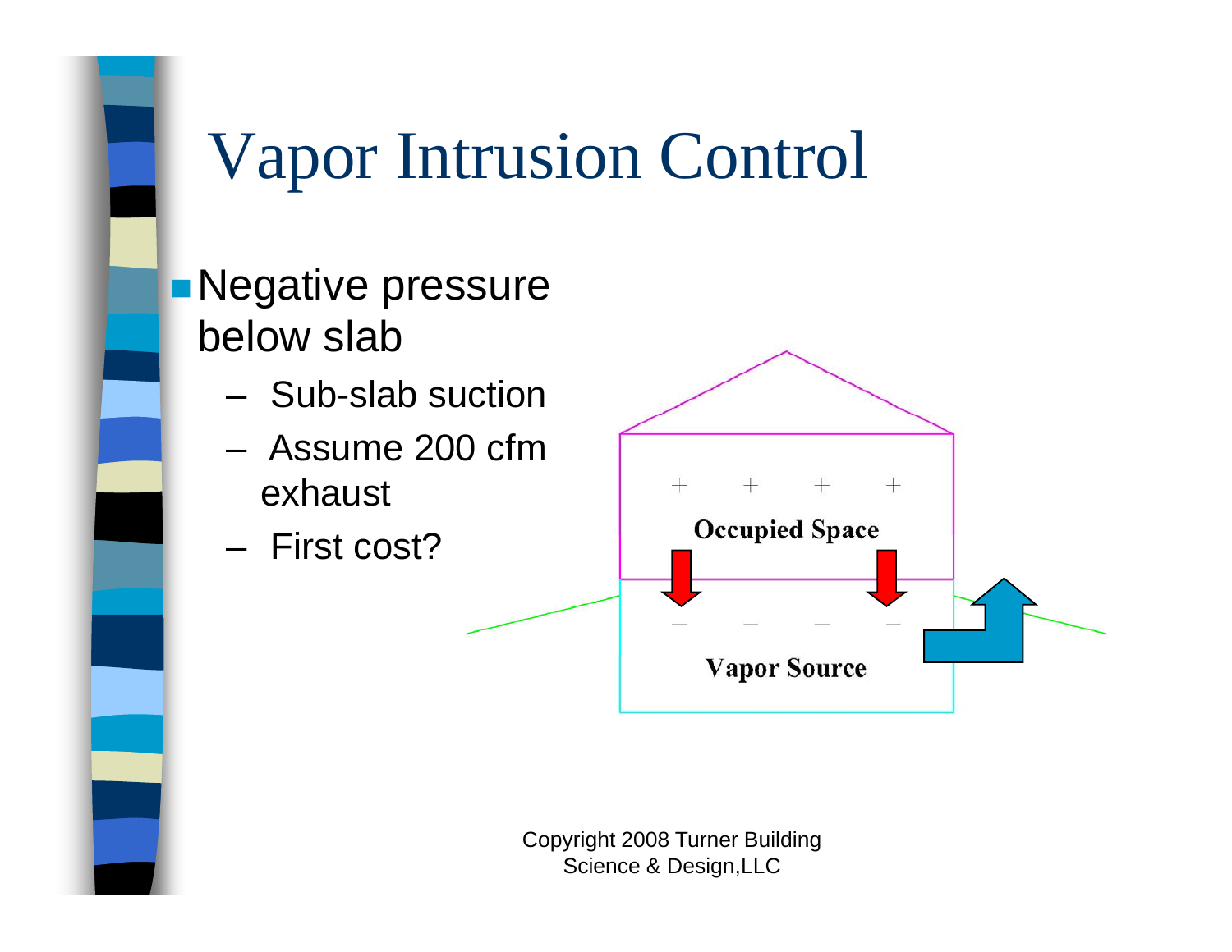# Vapor Intrusion Control

- Negative pressure below slab
  - Sub-slab suction
  - Assume 200 cfm exhaust
  - First cost?

Occupied Space

Vapor Source

Copyright 2008 Turner Building Science & Design,LLC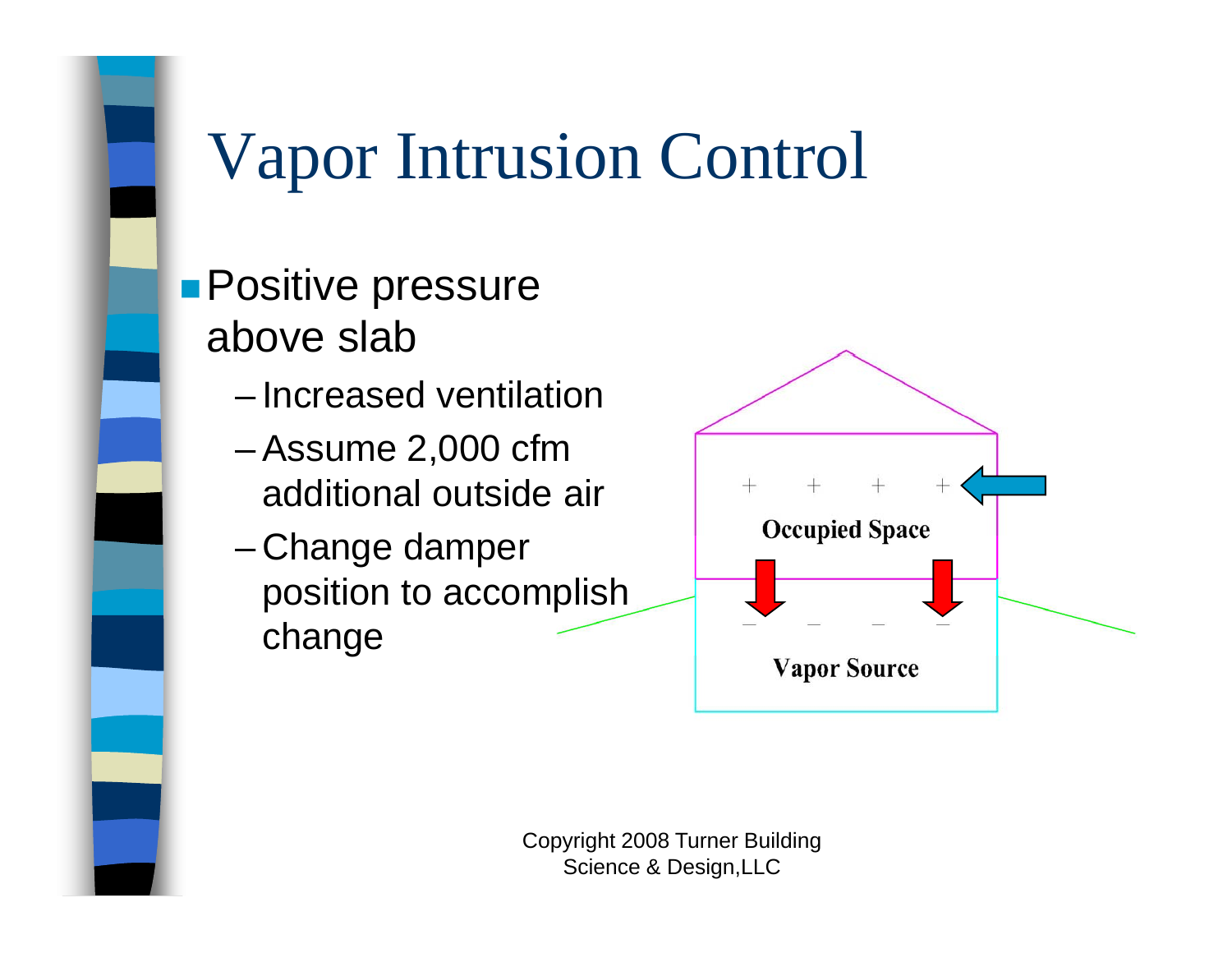# Vapor Intrusion Control

- Positive pressure above slab
  - Increased ventilation
  - Assume 2,000 cfm additional outside air
  - Change damper position to accomplish change

Occupied Space

Vapor Source

Copyright 2008 Turner Building Science & Design,LLC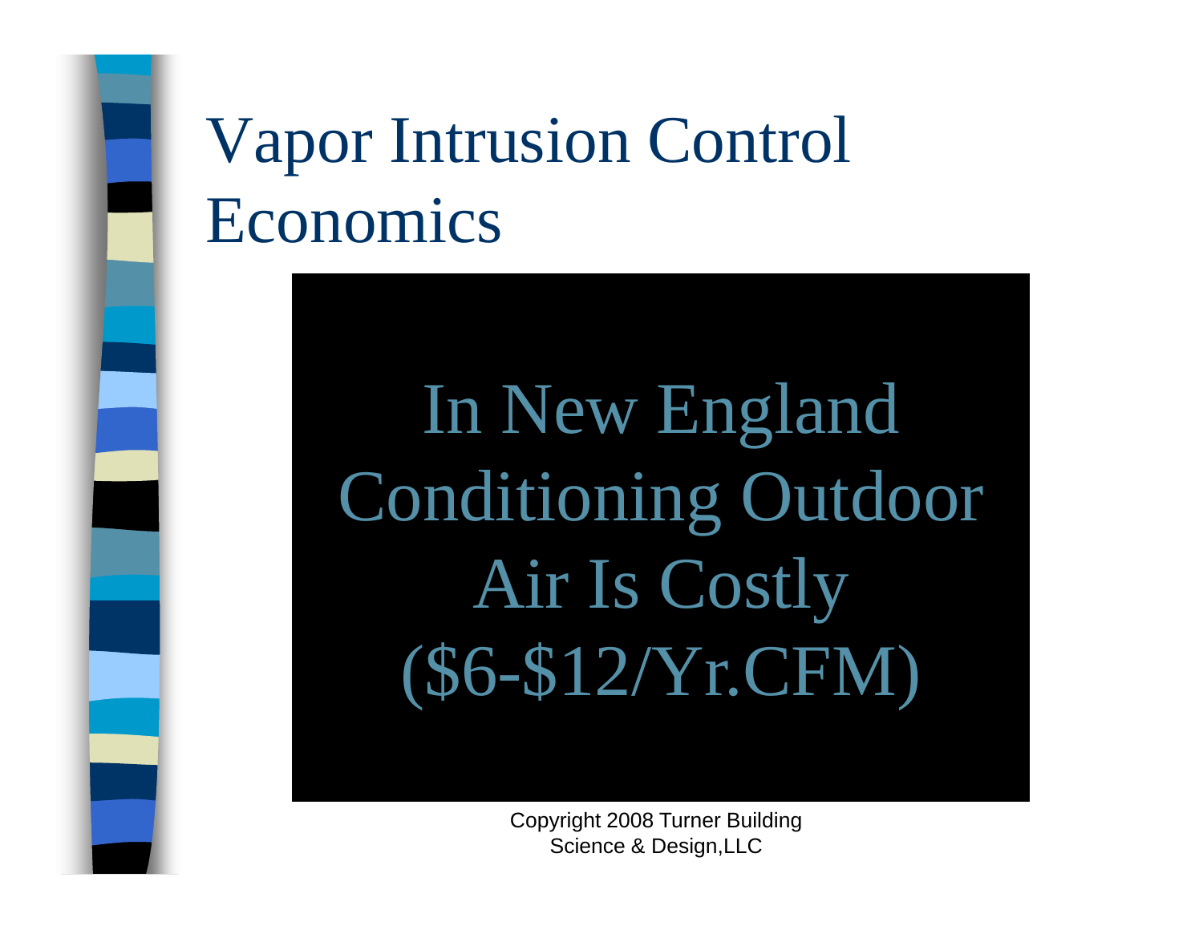# Vapor Intrusion Control Economics

In New England Conditioning Outdoor Air Is Costly ($6-$12/Yr.CFM)

Copyright 2008 Turner Building Science & Design,LLC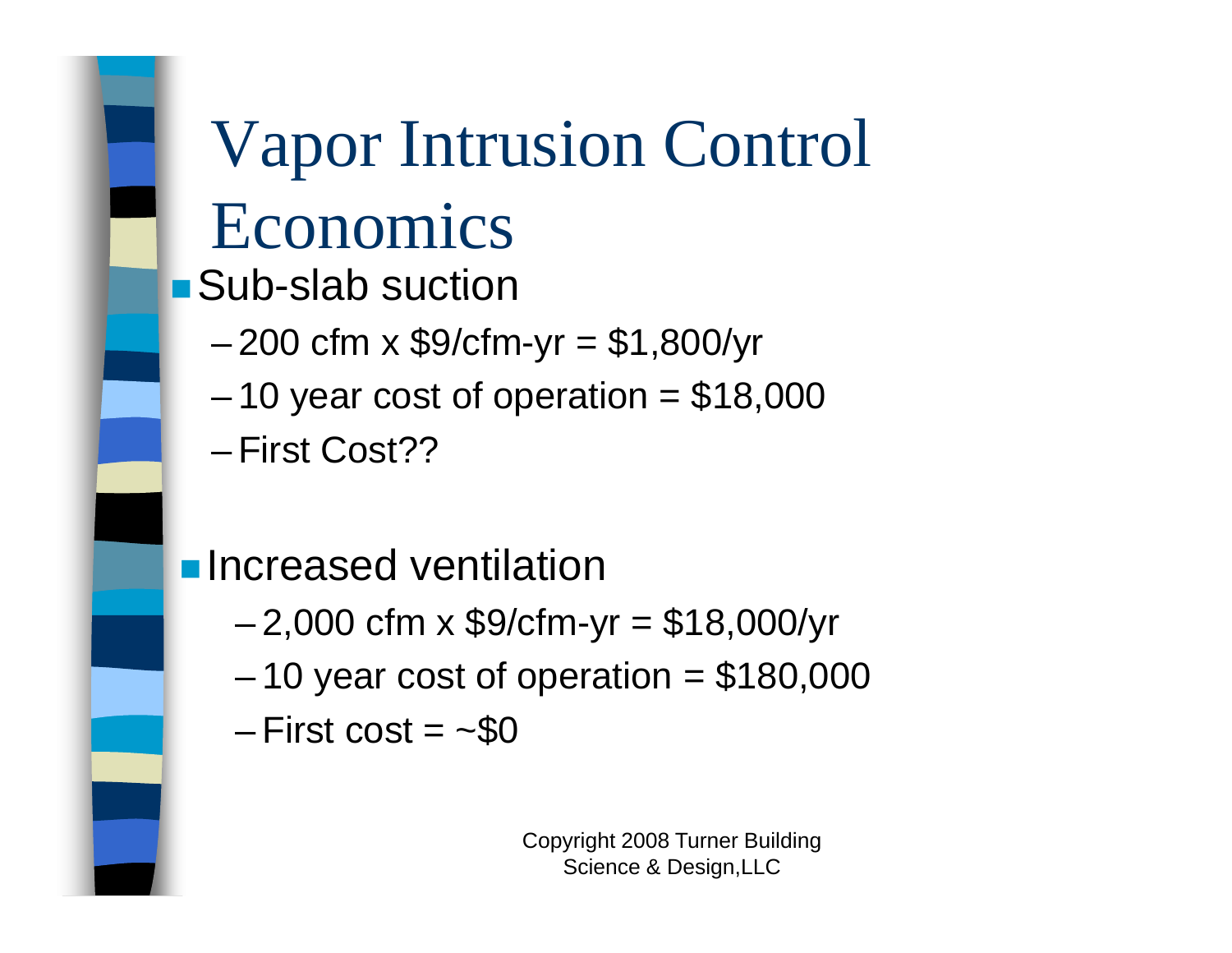# Vapor Intrusion Control Economics

- Sub-slab suction
  - 200 cfm x $9/cfm-yr = $1,800/yr
  - 10 year cost of operation = $18,000
  - First Cost??

- Increased ventilation
  - 2,000 cfm x $9/cfm-yr = $18,000/yr
  - 10 year cost of operation = $180,000
  - First cost = ~$0

Copyright 2008 Turner Building Science & Design,LLC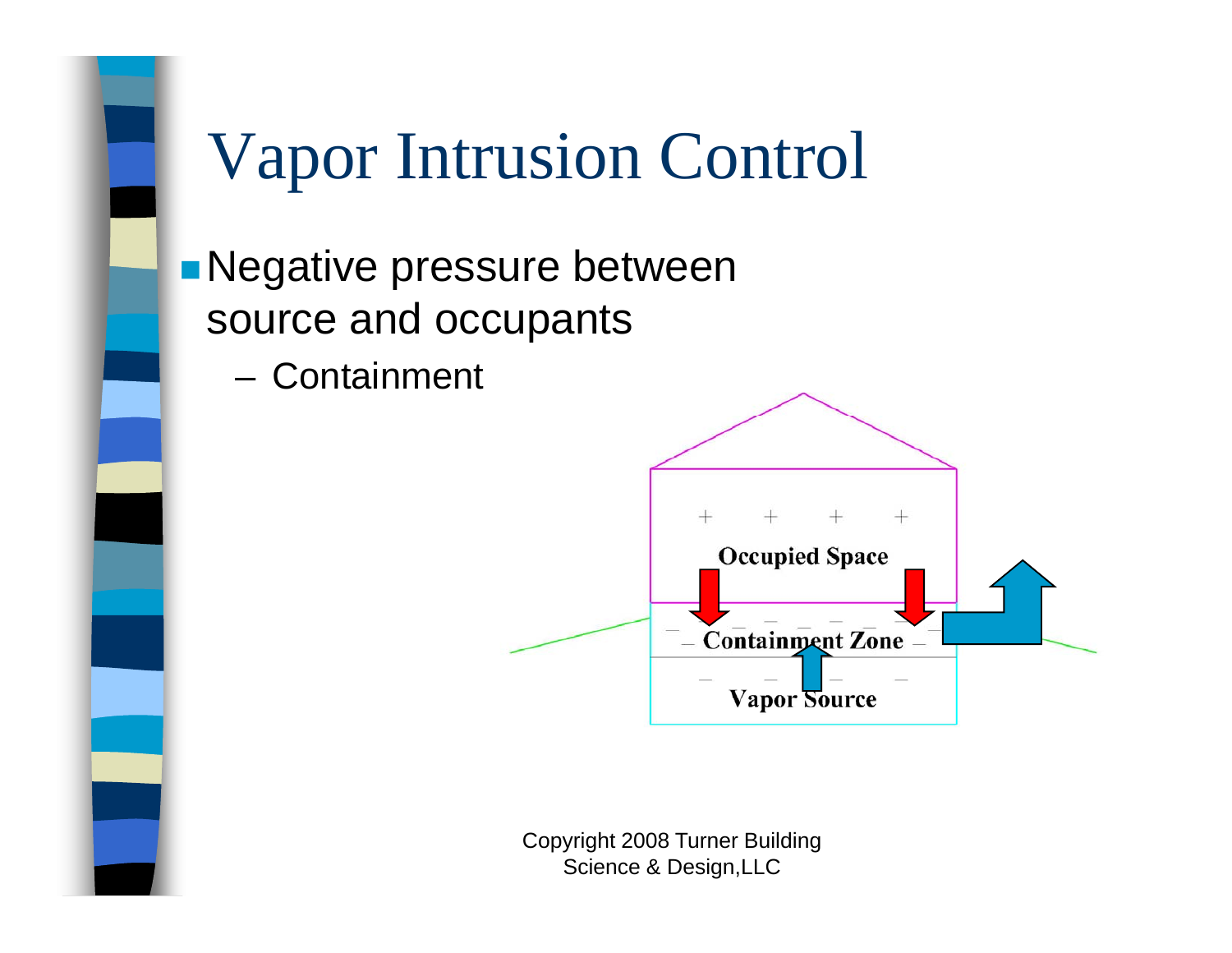# Vapor Intrusion Control

- Negative pressure between source and occupants
  - Containment

Occupied Space

Containment Zone

Vapor Source

Copyright 2008 Turner Building Science & Design,LLC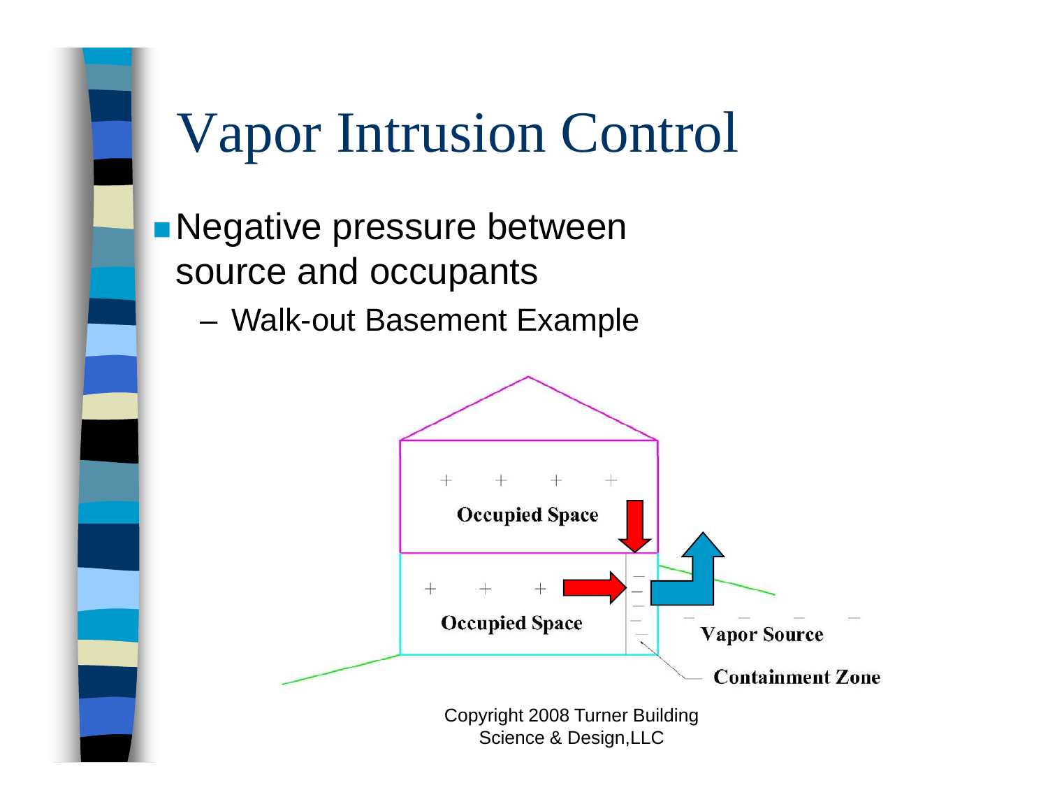# Vapor Intrusion Control

- Negative pressure between source and occupants
  - Walk-out Basement Example

Occupied Space

Occupied Space

Vapor Source

Containment Zone

Copyright 2008 Turner Building Science & Design,LLC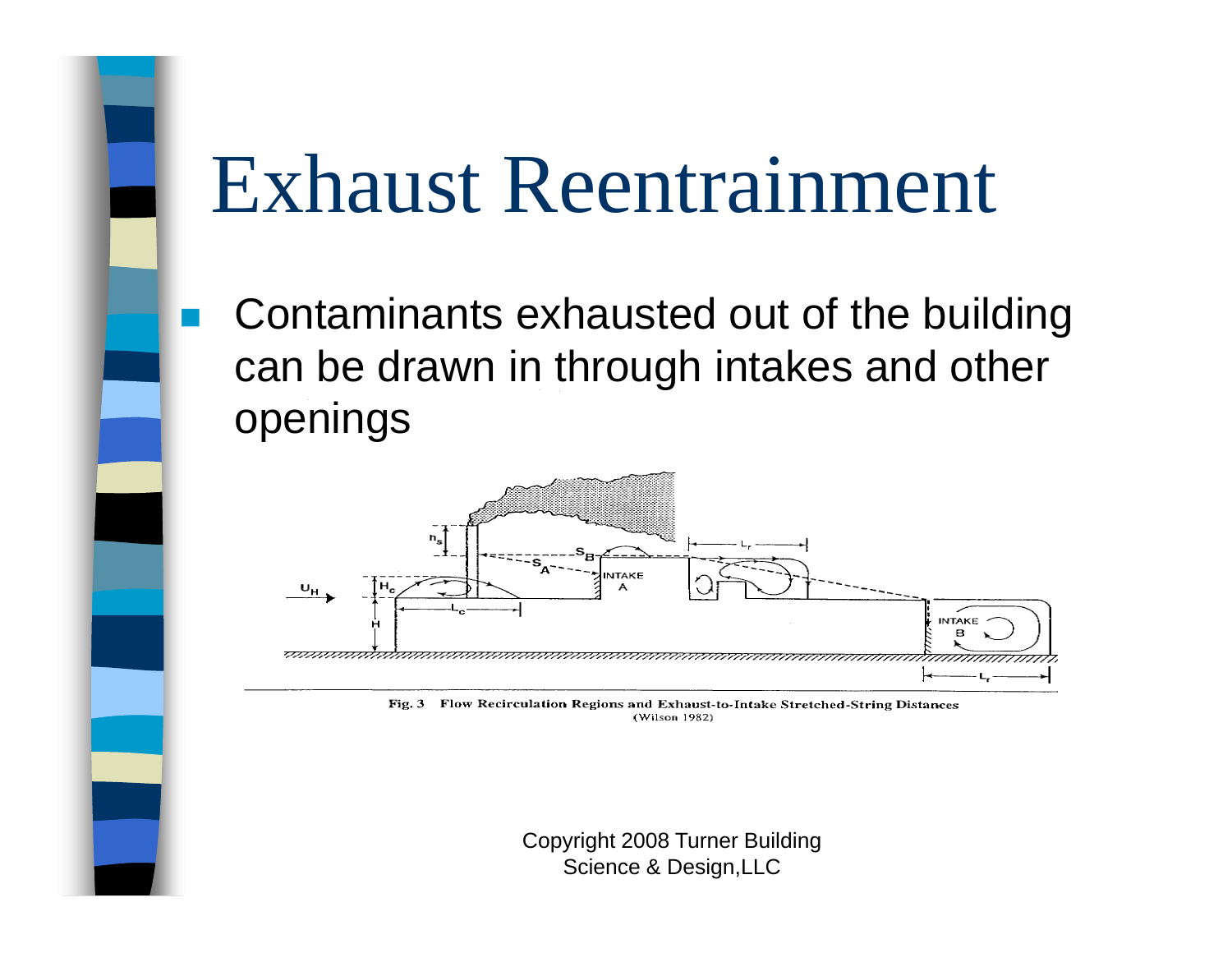# Exhaust Reentrainment

- Contaminants exhausted out of the building can be drawn in through intakes and other openings

Fig. 3 Flow Recirculation Regions and Exhaust-to-Intake Stretched-String Distances (Wilson 1982)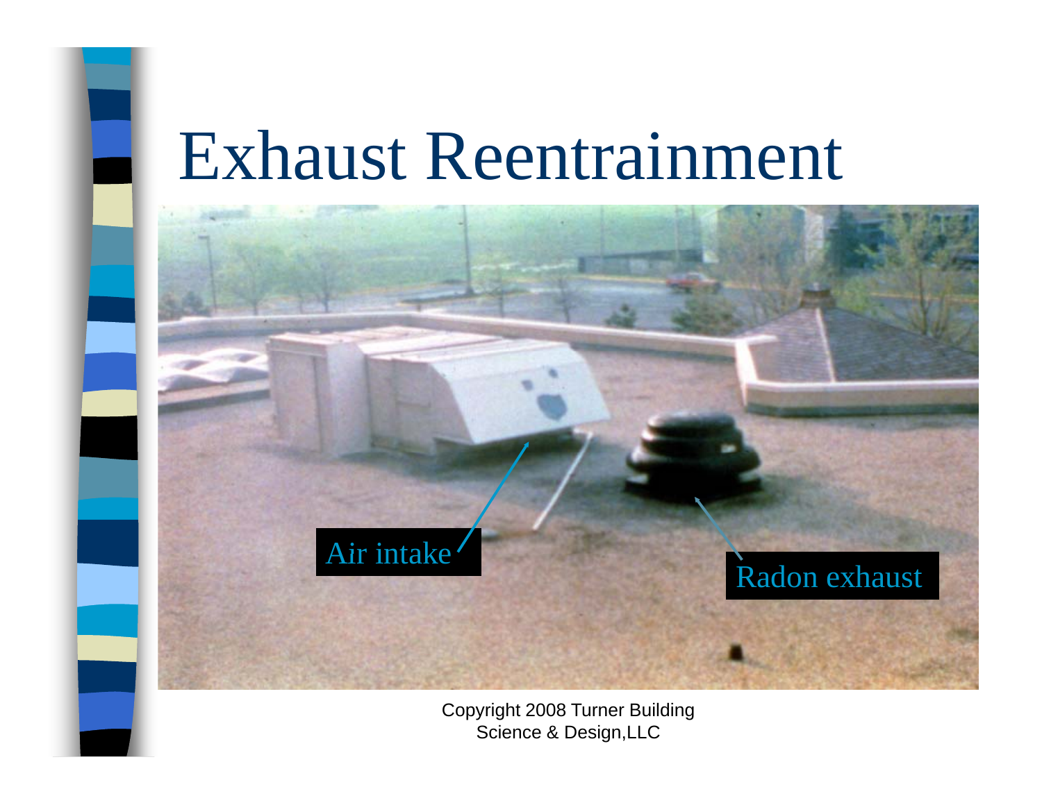# Exhaust Reentrainment

Air intake

Radon exhaust

Copyright 2008 Turner Building Science & Design,LLC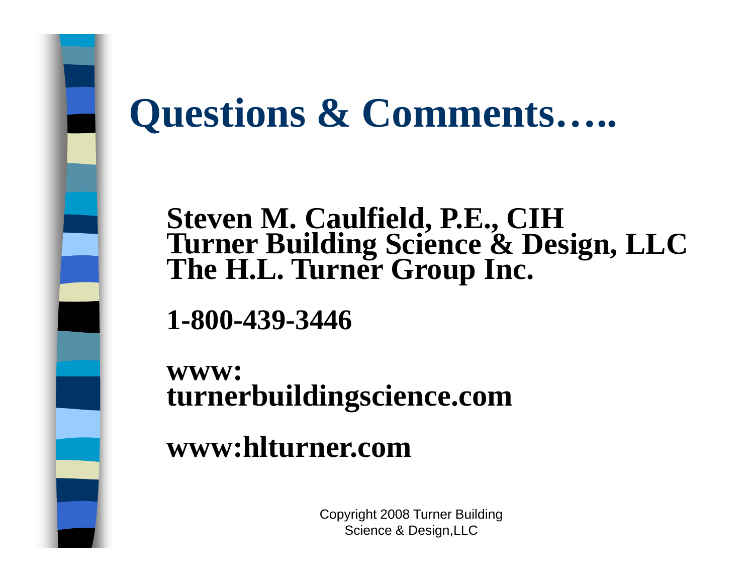# Questions & Comments…..

**Steven M. Caulfield, P.E., CIH**
**Turner Building Science & Design, LLC**
**The H.L. Turner Group Inc.**

**1-800-439-3446**

**www:**
**turnerbuildingscience.com**

**www:hlturner.com**

Copyright 2008 Turner Building Science & Design,LLC